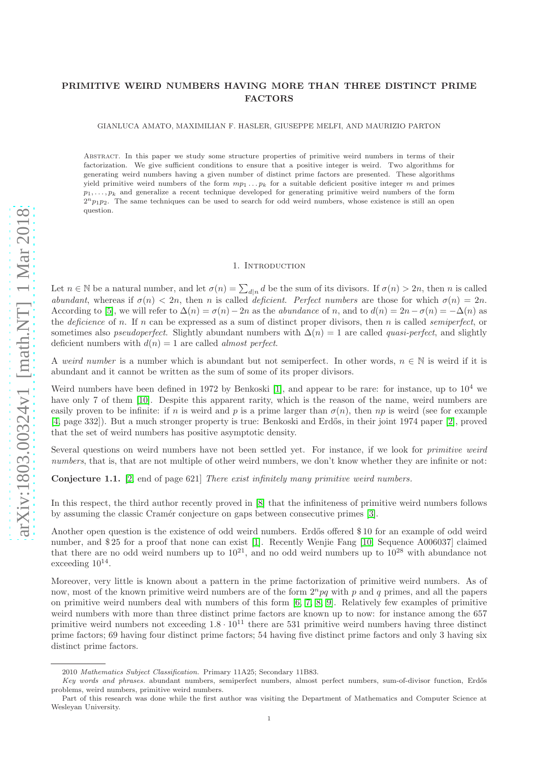# PRIMITIVE WEIRD NUMBERS HAVING MORE THAN THREE DISTINCT PRIME FACTORS

GIANLUCA AMATO, MAXIMILIAN F. HASLER, GIUSEPPE MELFI, AND MAURIZIO PARTON

Abstract. In this paper we study some structure properties of primitive weird numbers in terms of their factorization. We give sufficient conditions to ensure that a positive integer is weird. Two algorithms for generating weird numbers having a given number of distinct prime factors are presented. These algorithms yield primitive weird numbers of the form $mp_1 \dots p_k$ for a suitable deficient positive integer $m$ and primes $p_1, \dots, p_k$ and generalize a recent technique developed for generating primitive weird numbers of the form $2^n p_1 p_2$. The same techniques can be used to search for odd weird numbers, whose existence is still an open question.

## 1. Introduction

Let $n \in \mathbb{N}$ be a natural number, and let $\sigma(n) = \sum_{d|n} d$ be the sum of its divisors. If $\sigma(n) > 2n$, then $n$ is called *abundant*, whereas if $\sigma(n) < 2n$, then $n$ is called *deficient*. *Perfect numbers* are those for which $\sigma(n) = 2n$. According to [5], we will refer to $\Delta(n) = \sigma(n) - 2n$ as the *abundance* of $n$, and to $d(n) = 2n - \sigma(n) = -\Delta(n)$ as the *deficience* of $n$. If $n$ can be expressed as a sum of distinct proper divisors, then $n$ is called *semiperfect*, or sometimes also *pseudoperfect*. Slightly abundant numbers with $\Delta(n) = 1$ are called *quasi-perfect*, and slightly deficient numbers with $d(n) = 1$ are called *almost perfect*.

A *weird number* is a number which is abundant but not semiperfect. In other words, $n \in \mathbb{N}$ is weird if it is abundant and it cannot be written as the sum of some of its proper divisors.

Weird numbers have been defined in 1972 by Benkoski [1], and appear to be rare: for instance, up to $10^4$ we have only 7 of them [10]. Despite this apparent rarity, which is the reason of the name, weird numbers are easily proven to be infinite: if $n$ is weird and $p$ is a prime larger than $\sigma(n)$, then $np$ is weird (see for example [4, page 332]). But a much stronger property is true: Benkoski and Erdős, in their joint 1974 paper [2], proved that the set of weird numbers has positive asymptotic density.

Several questions on weird numbers have not been settled yet. For instance, if we look for *primitive weird numbers*, that is, that are not multiple of other weird numbers, we don't know whether they are infinite or not:

**Conjecture 1.1.** [2] end of page 621] *There exist infinitely many primitive weird numbers.*

In this respect, the third author recently proved in [8] that the infiniteness of primitive weird numbers follows by assuming the classic Cramér conjecture on gaps between consecutive primes [3].

Another open question is the existence of odd weird numbers. Erdős offered \$10 for an example of odd weird number, and \$25 for a proof that none can exist [1]. Recently Wenjie Fang [10] Sequence A006037] claimed that there are no odd weird numbers up to $10^{21}$, and no odd weird numbers up to $10^{28}$ with abundance not exceeding $10^{14}$.

Moreover, very little is known about a pattern in the prime factorization of primitive weird numbers. As of now, most of the known primitive weird numbers are of the form $2^n pq$ with $p$ and $q$ primes, and all the papers on primitive weird numbers deal with numbers of this form [6, 7, 8, 9]. Relatively few examples of primitive weird numbers with more than three distinct prime factors are known up to now: for instance among the 657 primitive weird numbers not exceeding $1.8 \cdot 10^{11}$ there are 531 primitive weird numbers having three distinct prime factors; 69 having four distinct prime factors; 54 having five distinct prime factors and only 3 having six distinct prime factors.

2010 *Mathematics Subject Classification.* Primary 11A25; Secondary 11B83.

*Key words and phrases.* abundant numbers, semiperfect numbers, almost perfect numbers, sum-of-divisor function, Erdős problems, weird numbers, primitive weird numbers.

Part of this research was done while the first author was visiting the Department of Mathematics and Computer Science at Wesleyan University.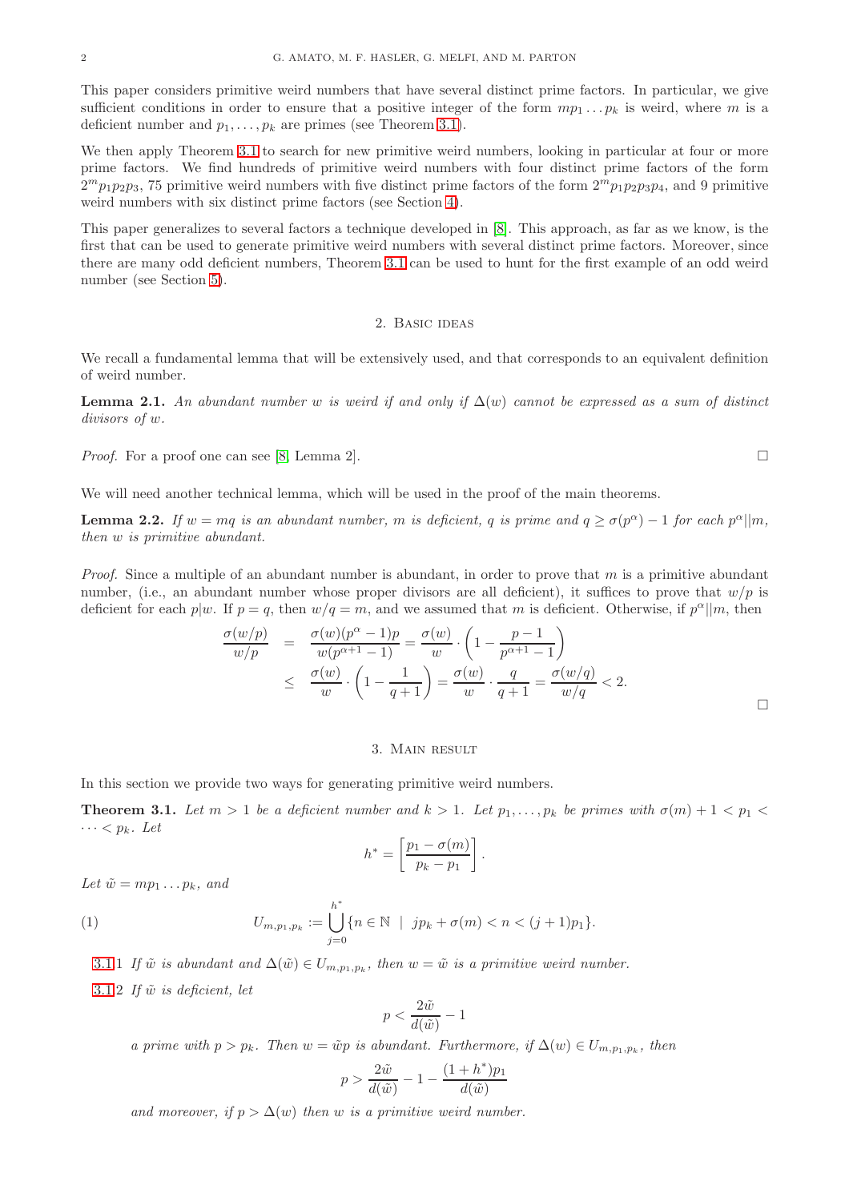This paper considers primitive weird numbers that have several distinct prime factors. In particular, we give sufficient conditions in order to ensure that a positive integer of the form $mp_1 \dots p_k$ is weird, where $m$ is a deficient number and $p_1, \dots, p_k$ are primes (see Theorem 3.1).

We then apply Theorem 3.1 to search for new primitive weird numbers, looking in particular at four or more prime factors. We find hundreds of primitive weird numbers with four distinct prime factors of the form $2^m p_1 p_2 p_3$, 75 primitive weird numbers with five distinct prime factors of the form $2^m p_1 p_2 p_3 p_4$, and 9 primitive weird numbers with six distinct prime factors (see Section 4).

This paper generalizes to several factors a technique developed in [8]. This approach, as far as we know, is the first that can be used to generate primitive weird numbers with several distinct prime factors. Moreover, since there are many odd deficient numbers, Theorem 3.1 can be used to hunt for the first example of an odd weird number (see Section 5).

## 2. Basic ideas

We recall a fundamental lemma that will be extensively used, and that corresponds to an equivalent definition of weird number.

**Lemma 2.1.** *An abundant number $w$ is weird if and only if $\Delta(w)$ cannot be expressed as a sum of distinct divisors of $w$.*

*Proof.* For a proof one can see [8, Lemma 2]. □

We will need another technical lemma, which will be used in the proof of the main theorems.

**Lemma 2.2.** *If $w = mq$ is an abundant number, $m$ is deficient, $q$ is prime and $q \geq \sigma(p^\alpha) - 1$ for each $p^\alpha || m$, then $w$ is primitive abundant.*

*Proof.* Since a multiple of an abundant number is abundant, in order to prove that $m$ is a primitive abundant number, (i.e., an abundant number whose proper divisors are all deficient), it suffices to prove that $w/p$ is deficient for each $p|w$. If $p = q$, then $w/q = m$, and we assumed that $m$ is deficient. Otherwise, if $p^\alpha || m$, then

$$
\begin{aligned}
\frac{\sigma(w/p)}{w/p} &= \frac{\sigma(w)(p^\alpha - 1)p}{w(p^{\alpha+1} - 1)} = \frac{\sigma(w)}{w} \cdot \left(1 - \frac{p-1}{p^{\alpha+1} - 1}\right) \\
&\leq \frac{\sigma(w)}{w} \cdot \left(1 - \frac{1}{q+1}\right) = \frac{\sigma(w)}{w} \cdot \frac{q}{q+1} = \frac{\sigma(w/q)}{w/q} < 2.
\end{aligned}
$$

□

## 3. Main result

In this section we provide two ways for generating primitive weird numbers.

**Theorem 3.1.** *Let $m > 1$ be a deficient number and $k > 1$. Let $p_1, \dots, p_k$ be primes with $\sigma(m) + 1 < p_1 < \dots < p_k$. Let*

$$h^* = \left[\frac{p_1 - \sigma(m)}{p_k - p_1}\right].$$

*Let $\tilde{w} = mp_1 \dots p_k$, and*

$$U_{m,p_1,p_k} := \bigcup_{j=0}^{h^*} \{n \in \mathbb{N} \mid jp_k + \sigma(m) < n < (j+1)p_1\}. \tag{1}$$

3.1.1 *If $\tilde{w}$ is abundant and $\Delta(\tilde{w}) \in U_{m,p_1,p_k}$, then $w = \tilde{w}$ is a primitive weird number.*

3.1.2 *If $\tilde{w}$ is deficient, let*

$$p < \frac{2\tilde{w}}{d(\tilde{w})} - 1$$

*a prime with $p > p_k$. Then $w = \tilde{w}p$ is abundant. Furthermore, if $\Delta(w) \in U_{m,p_1,p_k}$, then*

$$p > \frac{2\tilde{w}}{d(\tilde{w})} - 1 - \frac{(1 + h^*)p_1}{d(\tilde{w})}$$

*and moreover, if $p > \Delta(w)$ then $w$ is a primitive weird number.*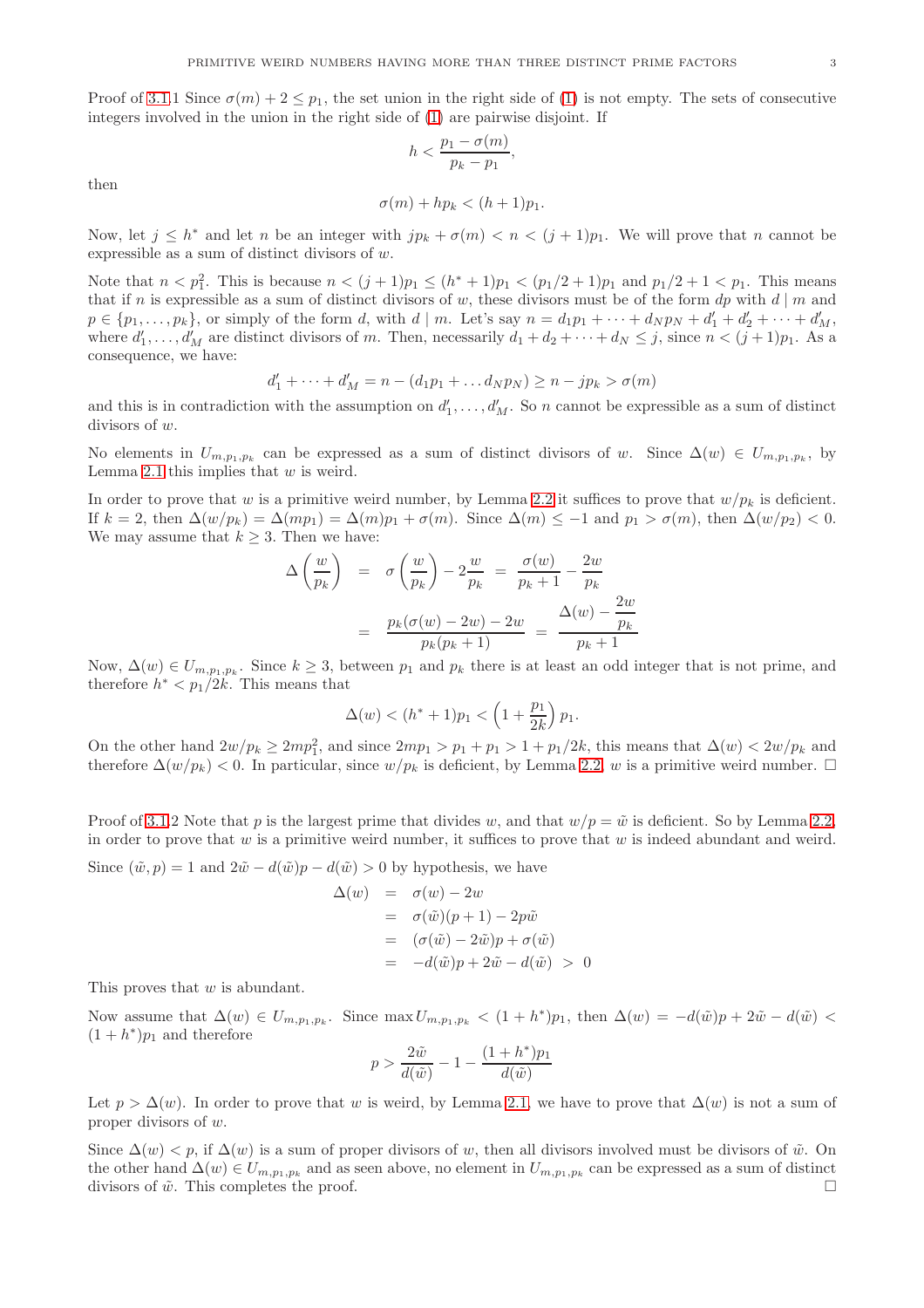Proof of 3.1.1 Since $\sigma(m) + 2 \leq p_1$, the set union in the right side of (1) is not empty. The sets of consecutive integers involved in the union in the right side of (1) are pairwise disjoint. If

$$h < \frac{p_1 - \sigma(m)}{p_k - p_1},$$

then

$$\sigma(m) + hp_k < (h+1)p_1.$$

Now, let $j \leq h^*$ and let $n$ be an integer with $jp_k + \sigma(m) < n < (j+1)p_1$. We will prove that $n$ cannot be expressible as a sum of distinct divisors of $w$.

Note that $n < p_1^2$. This is because $n < (j+1)p_1 \leq (h^*+1)p_1 < (p_1/2+1)p_1$ and $p_1/2 + 1 < p_1$. This means that if $n$ is expressible as a sum of distinct divisors of $w$, these divisors must be of the form $dp$ with $d \mid m$ and $p \in \{p_1, \dots, p_k\}$, or simply of the form $d$, with $d \mid m$. Let's say $n = d_1p_1 + \cdots + d_Np_N + d'_1 + d'_2 + \cdots + d'_M$, where $d'_1, \dots, d'_M$ are distinct divisors of $m$. Then, necessarily $d_1 + d_2 + \cdots + d_N \leq j$, since $n < (j+1)p_1$. As a consequence, we have:

$$d'_1 + \cdots + d'_M = n - (d_1p_1 + \dots d_Np_N) \geq n - jp_k > \sigma(m)$$

and this is in contradiction with the assumption on $d'_1, \dots, d'_M$. So $n$ cannot be expressible as a sum of distinct divisors of $w$.

No elements in $U_{m,p_1,p_k}$ can be expressed as a sum of distinct divisors of $w$. Since $\Delta(w) \in U_{m,p_1,p_k}$, by Lemma 2.1 this implies that $w$ is weird.

In order to prove that $w$ is a primitive weird number, by Lemma 2.2 it suffices to prove that $w/p_k$ is deficient. If $k = 2$, then $\Delta(w/p_k) = \Delta(mp_1) = \Delta(m)p_1 + \sigma(m)$. Since $\Delta(m) \leq -1$ and $p_1 > \sigma(m)$, then $\Delta(w/p_2) < 0$. We may assume that $k \geq 3$. Then we have:

$$\begin{aligned}
\Delta\left(\frac{w}{p_k}\right) &= \sigma\left(\frac{w}{p_k}\right) - 2\frac{w}{p_k} = \frac{\sigma(w)}{p_k+1} - \frac{2w}{p_k} \\
&= \frac{p_k(\sigma(w) - 2w) - 2w}{p_k(p_k+1)} = \frac{\Delta(w) - \dfrac{2w}{p_k}}{p_k+1}
\end{aligned}$$

Now, $\Delta(w) \in U_{m,p_1,p_k}$. Since $k \geq 3$, between $p_1$ and $p_k$ there is at least an odd integer that is not prime, and therefore $h^* < p_1/2k$. This means that

$$\Delta(w) < (h^*+1)p_1 < \left(1 + \frac{p_1}{2k}\right)p_1.$$

On the other hand $2w/p_k \geq 2mp_1^2$, and since $2mp_1 > p_1 + p_1 > 1 + p_1/2k$, this means that $\Delta(w) < 2w/p_k$ and therefore $\Delta(w/p_k) < 0$. In particular, since $w/p_k$ is deficient, by Lemma 2.2, $w$ is a primitive weird number. $\square$

Proof of 3.1.2 Note that $p$ is the largest prime that divides $w$, and that $w/p = \tilde{w}$ is deficient. So by Lemma 2.2, in order to prove that $w$ is a primitive weird number, it suffices to prove that $w$ is indeed abundant and weird.

Since $(\tilde{w}, p) = 1$ and $2\tilde{w} - d(\tilde{w})p - d(\tilde{w}) > 0$ by hypothesis, we have

$$\begin{aligned}
\Delta(w) &= \sigma(w) - 2w \\
&= \sigma(\tilde{w})(p+1) - 2p\tilde{w} \\
&= (\sigma(\tilde{w}) - 2\tilde{w})p + \sigma(\tilde{w}) \\
&= -d(\tilde{w})p + 2\tilde{w} - d(\tilde{w}) \ > \ 0
\end{aligned}$$

This proves that $w$ is abundant.

Now assume that $\Delta(w) \in U_{m,p_1,p_k}$. Since $\max U_{m,p_1,p_k} < (1+h^*)p_1$, then $\Delta(w) = -d(\tilde{w})p + 2\tilde{w} - d(\tilde{w}) < (1+h^*)p_1$ and therefore

$$p > \frac{2\tilde{w}}{d(\tilde{w})} - 1 - \frac{(1+h^*)p_1}{d(\tilde{w})}$$

Let $p > \Delta(w)$. In order to prove that $w$ is weird, by Lemma 2.1, we have to prove that $\Delta(w)$ is not a sum of proper divisors of $w$.

Since $\Delta(w) < p$, if $\Delta(w)$ is a sum of proper divisors of $w$, then all divisors involved must be divisors of $\tilde{w}$. On the other hand $\Delta(w) \in U_{m,p_1,p_k}$ and as seen above, no element in $U_{m,p_1,p_k}$ can be expressed as a sum of distinct divisors of $\tilde{w}$. This completes the proof. $\square$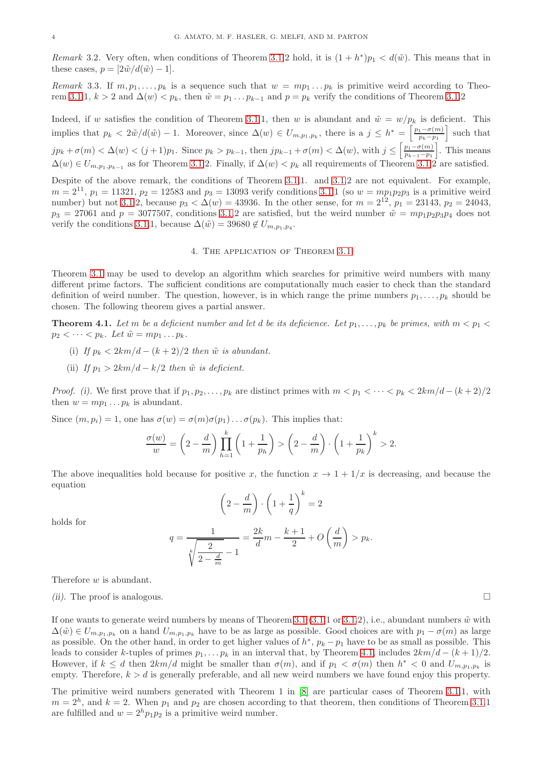*Remark* 3.2. Very often, when conditions of Theorem 3.1.2 hold, it is $(1+h^*)p_1 < d(\tilde{w})$. This means that in these cases, $p = [2\tilde{w}/d(\tilde{w}) - 1]$.

*Remark* 3.3. If $m, p_1, \ldots, p_k$ is a sequence such that $w = mp_1 \ldots p_k$ is primitive weird according to Theorem 3.1.1, $k > 2$ and $\Delta(w) < p_k$, then $\tilde{w} = p_1 \ldots p_{k-1}$ and $p = p_k$ verify the conditions of Theorem 3.1.2

Indeed, if $w$ satisfies the condition of Theorem 3.1.1, then $w$ is abundant and $\tilde{w} = w/p_k$ is deficient. This implies that $p_k < 2\tilde{w}/d(\tilde{w}) - 1$. Moreover, since $\Delta(w) \in U_{m,p_1,p_k}$, there is a $j \le h^* = \left[\frac{p_1 - \sigma(m)}{p_k - p_1}\right]$ such that $jp_k + \sigma(m) < \Delta(w) < (j+1)p_1$. Since $p_k > p_{k-1}$, then $jp_{k-1} + \sigma(m) < \Delta(w)$, with $j \le \left[\frac{p_1 - \sigma(m)}{p_{k-1} - p_1}\right]$. This means $\Delta(w) \in U_{m,p_1,p_{k-1}}$ as for Theorem 3.1.2. Finally, if $\Delta(w) < p_k$ all requirements of Theorem 3.1.2 are satisfied.

Despite of the above remark, the conditions of Theorem 3.1.1. and 3.1.2 are not equivalent. For example, $m = 2^{11}$, $p_1 = 11321$, $p_2 = 12583$ and $p_3 = 13093$ verify conditions 3.1.1 (so $w = mp_1p_2p_3$ is a primitive weird number) but not 3.1.2, because $p_3 < \Delta(w) = 43936$. In the other sense, for $m = 2^{12}$, $p_1 = 23143$, $p_2 = 24043$, $p_3 = 27061$ and $p = 3077507$, conditions 3.1.2 are satisfied, but the weird number $\tilde{w} = mp_1p_2p_3p_4$ does not verify the conditions 3.1.1, because $\Delta(\tilde{w}) = 39680 \notin U_{m,p_1,p_4}$.

## 4. The application of Theorem 3.1

Theorem 3.1 may be used to develop an algorithm which searches for primitive weird numbers with many different prime factors. The sufficient conditions are computationally much easier to check than the standard definition of weird number. The question, however, is in which range the prime numbers $p_1, \ldots, p_k$ should be chosen. The following theorem gives a partial answer.

**Theorem 4.1.** *Let $m$ be a deficient number and let $d$ be its deficience. Let $p_1, \ldots, p_k$ be primes, with $m < p_1 < p_2 < \cdots < p_k$. Let $\tilde{w} = mp_1 \ldots p_k$.*

(i) *If $p_k < 2km/d - (k+2)/2$ then $\tilde{w}$ is abundant.*

(ii) *If $p_1 > 2km/d - k/2$ then $\tilde{w}$ is deficient.*

*Proof. (i).* We first prove that if $p_1, p_2, \ldots, p_k$ are distinct primes with $m < p_1 < \cdots < p_k < 2km/d - (k+2)/2$ then $w = mp_1 \ldots p_k$ is abundant.

Since $(m, p_i) = 1$, one has $\sigma(w) = \sigma(m)\sigma(p_1)\ldots\sigma(p_k)$. This implies that:

$$\frac{\sigma(w)}{w} = \left(2 - \frac{d}{m}\right)\prod_{h=1}^{k}\left(1 + \frac{1}{p_h}\right) > \left(2 - \frac{d}{m}\right)\cdot\left(1 + \frac{1}{p_k}\right)^k > 2.$$

The above inequalities hold because for positive $x$, the function $x \to 1 + 1/x$ is decreasing, and because the equation

$$\left(2 - \frac{d}{m}\right)\cdot\left(1 + \frac{1}{q}\right)^k = 2$$

holds for

$$q = \frac{1}{\sqrt[k]{\dfrac{2}{2 - \frac{d}{m}}} - 1} = \frac{2k}{d}m - \frac{k+1}{2} + O\left(\frac{d}{m}\right) > p_k.$$

Therefore $w$ is abundant.

*(ii).* The proof is analogous. □

If one wants to generate weird numbers by means of Theorem 3.1 (3.1.1 or 3.1.2), i.e., abundant numbers $\tilde{w}$ with $\Delta(\tilde{w}) \in U_{m,p_1,p_k}$ on a hand $U_{m,p_1,p_k}$ have to be as large as possible. Good choices are with $p_1 - \sigma(m)$ as large as possible. On the other hand, in order to get higher values of $h^*$, $p_k - p_1$ have to be as small as possible. This leads to consider $k$-tuples of primes $p_1, \ldots p_k$ in an interval that, by Theorem 4.1, includes $2km/d - (k+1)/2$. However, if $k \le d$ then $2km/d$ might be smaller than $\sigma(m)$, and if $p_1 < \sigma(m)$ then $h^* < 0$ and $U_{m,p_1,p_k}$ is empty. Therefore, $k > d$ is generally preferable, and all new weird numbers we have found enjoy this property.

The primitive weird numbers generated with Theorem 1 in [8] are particular cases of Theorem 3.1.1, with $m = 2^h$, and $k = 2$. When $p_1$ and $p_2$ are chosen according to that theorem, then conditions of Theorem 3.1.1 are fulfilled and $w = 2^h p_1 p_2$ is a primitive weird number.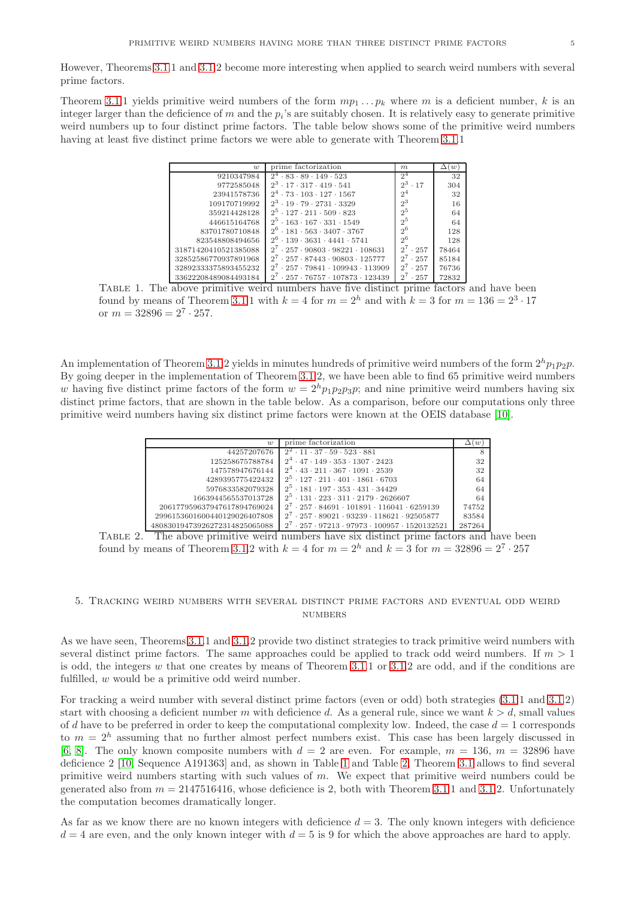However, Theorems 3.1.1 and 3.1.2 become more interesting when applied to search weird numbers with several prime factors.

Theorem 3.1.1 yields primitive weird numbers of the form $mp_1 \dots p_k$ where $m$ is a deficient number, $k$ is an integer larger than the deficience of $m$ and the $p_i$'s are suitably chosen. It is relatively easy to generate primitive weird numbers up to four distinct prime factors. The table below shows some of the primitive weird numbers having at least five distinct prime factors we were able to generate with Theorem 3.1.1

| $w$ | prime factorization | $m$ | $\Delta(w)$ |
|---:|---|---|---:|
| 9210347984 | $2^4 \cdot 83 \cdot 89 \cdot 149 \cdot 523$ | $2^4$ | 32 |
| 9772585048 | $2^3 \cdot 17 \cdot 317 \cdot 419 \cdot 541$ | $2^3 \cdot 17$ | 304 |
| 23941578736 | $2^4 \cdot 73 \cdot 103 \cdot 127 \cdot 1567$ | $2^4$ | 32 |
| 109170719992 | $2^3 \cdot 19 \cdot 79 \cdot 2731 \cdot 3329$ | $2^3$ | 16 |
| 359214428128 | $2^5 \cdot 127 \cdot 211 \cdot 509 \cdot 823$ | $2^5$ | 64 |
| 446615164768 | $2^5 \cdot 163 \cdot 167 \cdot 331 \cdot 1549$ | $2^5$ | 64 |
| 83701780710848 | $2^6 \cdot 181 \cdot 563 \cdot 3407 \cdot 3767$ | $2^6$ | 128 |
| 823548808494656 | $2^6 \cdot 139 \cdot 3631 \cdot 4441 \cdot 5741$ | $2^6$ | 128 |
| 31871420410521385088 | $2^7 \cdot 257 \cdot 90803 \cdot 98221 \cdot 108631$ | $2^7 \cdot 257$ | 78464 |
| 32852586770937891968 | $2^7 \cdot 257 \cdot 87443 \cdot 90803 \cdot 125777$ | $2^7 \cdot 257$ | 85184 |
| 32892333375893455232 | $2^7 \cdot 257 \cdot 79841 \cdot 109943 \cdot 113909$ | $2^7 \cdot 257$ | 76736 |
| 33622208489084493184 | $2^7 \cdot 257 \cdot 76757 \cdot 107873 \cdot 123439$ | $2^7 \cdot 257$ | 72832 |

Table 1. The above primitive weird numbers have five distinct prime factors and have been found by means of Theorem 3.1.1 with $k = 4$ for $m = 2^h$ and with $k = 3$ for $m = 136 = 2^3 \cdot 17$ or $m = 32896 = 2^7 \cdot 257$.

An implementation of Theorem 3.1.2 yields in minutes hundreds of primitive weird numbers of the form $2^h p_1 p_2 p$. By going deeper in the implementation of Theorem 3.1.2, we have been able to find 65 primitive weird numbers $w$ having five distinct prime factors of the form $w = 2^h p_1 p_2 p_3 p$; and nine primitive weird numbers having six distinct prime factors, that are shown in the table below. As a comparison, before our computations only three primitive weird numbers having six distinct prime factors were known at the OEIS database [10].

| $w$ | prime factorization | $\Delta(w)$ |
|---:|---|---:|
| 44257207676 | $2^2 \cdot 11 \cdot 37 \cdot 59 \cdot 523 \cdot 881$ | 8 |
| 125258675788784 | $2^4 \cdot 47 \cdot 149 \cdot 353 \cdot 1307 \cdot 2423$ | 32 |
| 147578947676144 | $2^4 \cdot 43 \cdot 211 \cdot 367 \cdot 1091 \cdot 2539$ | 32 |
| 4289395775422432 | $2^5 \cdot 127 \cdot 211 \cdot 401 \cdot 1861 \cdot 6703$ | 64 |
| 5976833582079328 | $2^5 \cdot 181 \cdot 197 \cdot 353 \cdot 431 \cdot 34429$ | 64 |
| 1663944565537013728 | $2^5 \cdot 131 \cdot 223 \cdot 311 \cdot 2179 \cdot 2626607$ | 64 |
| 2061779596379476117894769024 | $2^7 \cdot 257 \cdot 84691 \cdot 101891 \cdot 116041 \cdot 6259139$ | 74752 |
| 2996153601600440129026407808 | $2^7 \cdot 257 \cdot 89021 \cdot 93239 \cdot 118621 \cdot 92505877$ | 83584 |
| 48083019473926272314825065088 | $2^7 \cdot 257 \cdot 97213 \cdot 97973 \cdot 100957 \cdot 1520132521$ | 287264 |

Table 2. The above primitive weird numbers have six distinct prime factors and have been found by means of Theorem 3.1.2 with $k = 4$ for $m = 2^h$ and $k = 3$ for $m = 32896 = 2^7 \cdot 257$

## 5. Tracking weird numbers with several distinct prime factors and eventual odd weird numbers

As we have seen, Theorems 3.1.1 and 3.1.2 provide two distinct strategies to track primitive weird numbers with several distinct prime factors. The same approaches could be applied to track odd weird numbers. If $m > 1$ is odd, the integers $w$ that one creates by means of Theorem 3.1.1 or 3.1.2 are odd, and if the conditions are fulfilled, $w$ would be a primitive odd weird number.

For tracking a weird number with several distinct prime factors (even or odd) both strategies (3.1.1 and 3.1.2) start with choosing a deficient number $m$ with deficience $d$. As a general rule, since we want $k > d$, small values of $d$ have to be preferred in order to keep the computational complexity low. Indeed, the case $d = 1$ corresponds to $m = 2^h$ assuming that no further almost perfect numbers exist. This case has been largely discussed in [6, 8]. The only known composite numbers with $d = 2$ are even. For example, $m = 136$, $m = 32896$ have deficience 2 [10, Sequence A191363] and, as shown in Table 1 and Table 2, Theorem 3.1 allows to find several primitive weird numbers starting with such values of $m$. We expect that primitive weird numbers could be generated also from $m = 2147516416$, whose deficience is 2, both with Theorem 3.1.1 and 3.1.2. Unfortunately the computation becomes dramatically longer.

As far as we know there are no known integers with deficience $d = 3$. The only known integers with deficience $d = 4$ are even, and the only known integer with $d = 5$ is 9 for which the above approaches are hard to apply.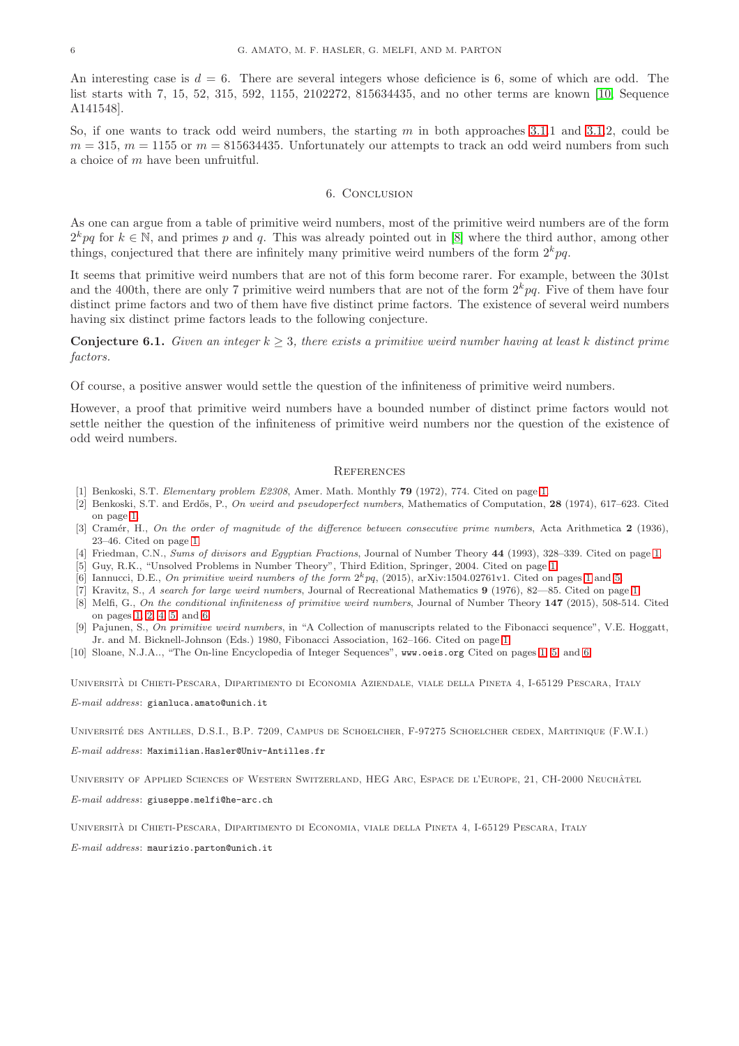An interesting case is $d = 6$. There are several integers whose deficience is 6, some of which are odd. The list starts with 7, 15, 52, 315, 592, 1155, 2102272, 815634435, and no other terms are known [10, Sequence A141548].

So, if one wants to track odd weird numbers, the starting $m$ in both approaches 3.1.1 and 3.1.2, could be $m = 315$, $m = 1155$ or $m = 815634435$. Unfortunately our attempts to track an odd weird numbers from such a choice of $m$ have been unfruitful.

## 6. Conclusion

As one can argue from a table of primitive weird numbers, most of the primitive weird numbers are of the form $2^k pq$ for $k \in \mathbb{N}$, and primes $p$ and $q$. This was already pointed out in [8] where the third author, among other things, conjectured that there are infinitely many primitive weird numbers of the form $2^k pq$.

It seems that primitive weird numbers that are not of this form become rarer. For example, between the 301st and the 400th, there are only 7 primitive weird numbers that are not of the form $2^k pq$. Five of them have four distinct prime factors and two of them have five distinct prime factors. The existence of several weird numbers having six distinct prime factors leads to the following conjecture.

**Conjecture 6.1.** *Given an integer $k \geq 3$, there exists a primitive weird number having at least $k$ distinct prime factors.*

Of course, a positive answer would settle the question of the infiniteness of primitive weird numbers.

However, a proof that primitive weird numbers have a bounded number of distinct prime factors would not settle neither the question of the infiniteness of primitive weird numbers nor the question of the existence of odd weird numbers.

## References

[1] Benkoski, S.T. *Elementary problem E2308*, Amer. Math. Monthly **79** (1972), 774. Cited on page 1.

[2] Benkoski, S.T. and Erdős, P., *On weird and pseudoperfect numbers*, Mathematics of Computation, **28** (1974), 617–623. Cited on page 1.

[3] Cramér, H., *On the order of magnitude of the difference between consecutive prime numbers*, Acta Arithmetica **2** (1936), 23–46. Cited on page 1.

[4] Friedman, C.N., *Sums of divisors and Egyptian Fractions*, Journal of Number Theory **44** (1993), 328–339. Cited on page 1.

[5] Guy, R.K., "Unsolved Problems in Number Theory", Third Edition, Springer, 2004. Cited on page 1.

[6] Iannucci, D.E., *On primitive weird numbers of the form $2^k pq$*, (2015), arXiv:1504.02761v1. Cited on pages 1 and 5.

[7] Kravitz, S., *A search for large weird numbers*, Journal of Recreational Mathematics **9** (1976), 82—85. Cited on page 1.

[8] Melfi, G., *On the conditional infiniteness of primitive weird numbers*, Journal of Number Theory **147** (2015), 508-514. Cited on pages 1, 2, 4, 5, and 6.

[9] Pajunen, S., *On primitive weird numbers*, in "A Collection of manuscripts related to the Fibonacci sequence", V.E. Hoggatt, Jr. and M. Bicknell-Johnson (Eds.) 1980, Fibonacci Association, 162–166. Cited on page 1.

[10] Sloane, N.J.A.., "The On-line Encyclopedia of Integer Sequences", www.oeis.org Cited on pages 1, 5, and 6.

Università di Chieti-Pescara, Dipartimento di Economia Aziendale, viale della Pineta 4, I-65129 Pescara, Italy

*E-mail address*: gianluca.amato@unich.it

Université des Antilles, D.S.I., B.P. 7209, Campus de Schoelcher, F-97275 Schoelcher cedex, Martinique (F.W.I.)

*E-mail address*: Maximilian.Hasler@Univ-Antilles.fr

University of Applied Sciences of Western Switzerland, HEG Arc, Espace de l'Europe, 21, CH-2000 Neuchâtel

*E-mail address*: giuseppe.melfi@he-arc.ch

Università di Chieti-Pescara, Dipartimento di Economia, viale della Pineta 4, I-65129 Pescara, Italy

*E-mail address*: maurizio.parton@unich.it